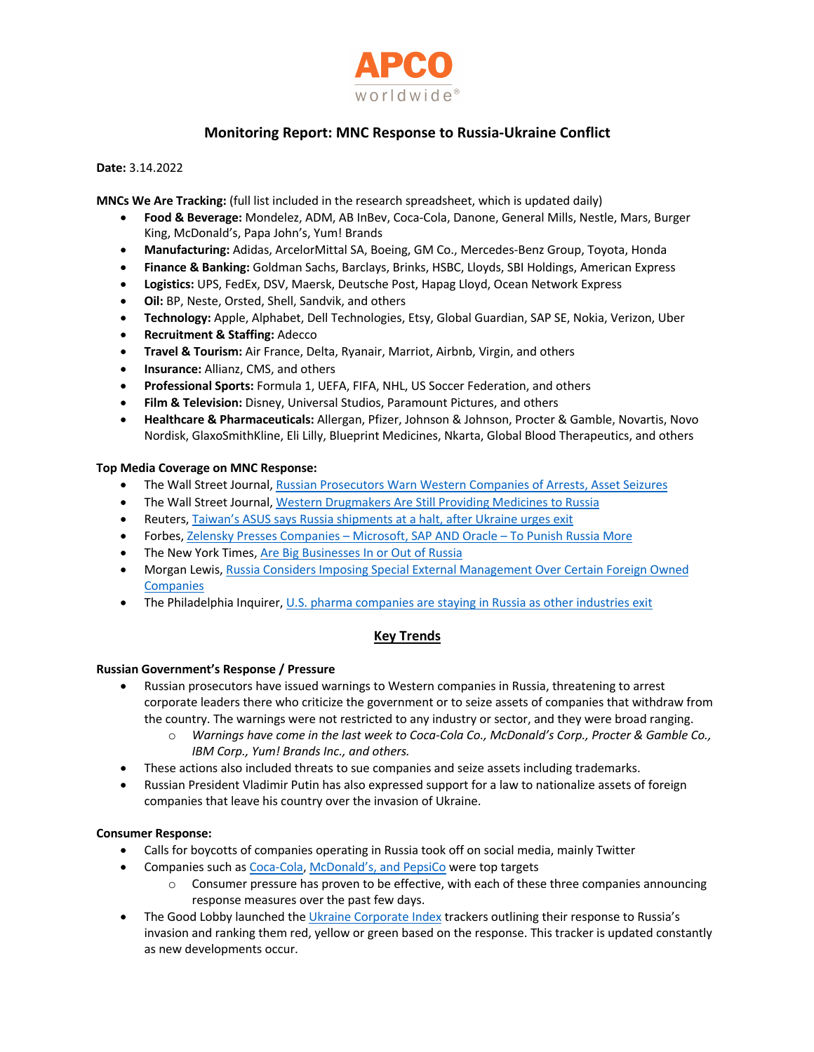APCO worldwide®

# Monitoring Report: MNC Response to Russia-Ukraine Conflict

**Date:** 3.14.2022

**MNCs We Are Tracking:** (full list included in the research spreadsheet, which is updated daily)

- **Food & Beverage:** Mondelez, ADM, AB InBev, Coca-Cola, Danone, General Mills, Nestle, Mars, Burger King, McDonald's, Papa John's, Yum! Brands
- **Manufacturing:** Adidas, ArcelorMittal SA, Boeing, GM Co., Mercedes-Benz Group, Toyota, Honda
- **Finance & Banking:** Goldman Sachs, Barclays, Brinks, HSBC, Lloyds, SBI Holdings, American Express
- **Logistics:** UPS, FedEx, DSV, Maersk, Deutsche Post, Hapag Lloyd, Ocean Network Express
- **Oil:** BP, Neste, Orsted, Shell, Sandvik, and others
- **Technology:** Apple, Alphabet, Dell Technologies, Etsy, Global Guardian, SAP SE, Nokia, Verizon, Uber
- **Recruitment & Staffing:** Adecco
- **Travel & Tourism:** Air France, Delta, Ryanair, Marriot, Airbnb, Virgin, and others
- **Insurance:** Allianz, CMS, and others
- **Professional Sports:** Formula 1, UEFA, FIFA, NHL, US Soccer Federation, and others
- **Film & Television:** Disney, Universal Studios, Paramount Pictures, and others
- **Healthcare & Pharmaceuticals:** Allergan, Pfizer, Johnson & Johnson, Procter & Gamble, Novartis, Novo Nordisk, GlaxoSmithKline, Eli Lilly, Blueprint Medicines, Nkarta, Global Blood Therapeutics, and others

**Top Media Coverage on MNC Response:**

- The Wall Street Journal, Russian Prosecutors Warn Western Companies of Arrests, Asset Seizures
- The Wall Street Journal, Western Drugmakers Are Still Providing Medicines to Russia
- Reuters, Taiwan's ASUS says Russia shipments at a halt, after Ukraine urges exit
- Forbes, Zelensky Presses Companies – Microsoft, SAP AND Oracle – To Punish Russia More
- The New York Times, Are Big Businesses In or Out of Russia
- Morgan Lewis, Russia Considers Imposing Special External Management Over Certain Foreign Owned Companies
- The Philadelphia Inquirer, U.S. pharma companies are staying in Russia as other industries exit

## Key Trends

**Russian Government's Response / Pressure**

- Russian prosecutors have issued warnings to Western companies in Russia, threatening to arrest corporate leaders there who criticize the government or to seize assets of companies that withdraw from the country. The warnings were not restricted to any industry or sector, and they were broad ranging.
  - *Warnings have come in the last week to Coca-Cola Co., McDonald's Corp., Procter & Gamble Co., IBM Corp., Yum! Brands Inc., and others.*
- These actions also included threats to sue companies and seize assets including trademarks.
- Russian President Vladimir Putin has also expressed support for a law to nationalize assets of foreign companies that leave his country over the invasion of Ukraine.

**Consumer Response:**

- Calls for boycotts of companies operating in Russia took off on social media, mainly Twitter
- Companies such as Coca-Cola, McDonald's, and PepsiCo were top targets
  - Consumer pressure has proven to be effective, with each of these three companies announcing response measures over the past few days.
- The Good Lobby launched the Ukraine Corporate Index trackers outlining their response to Russia's invasion and ranking them red, yellow or green based on the response. This tracker is updated constantly as new developments occur.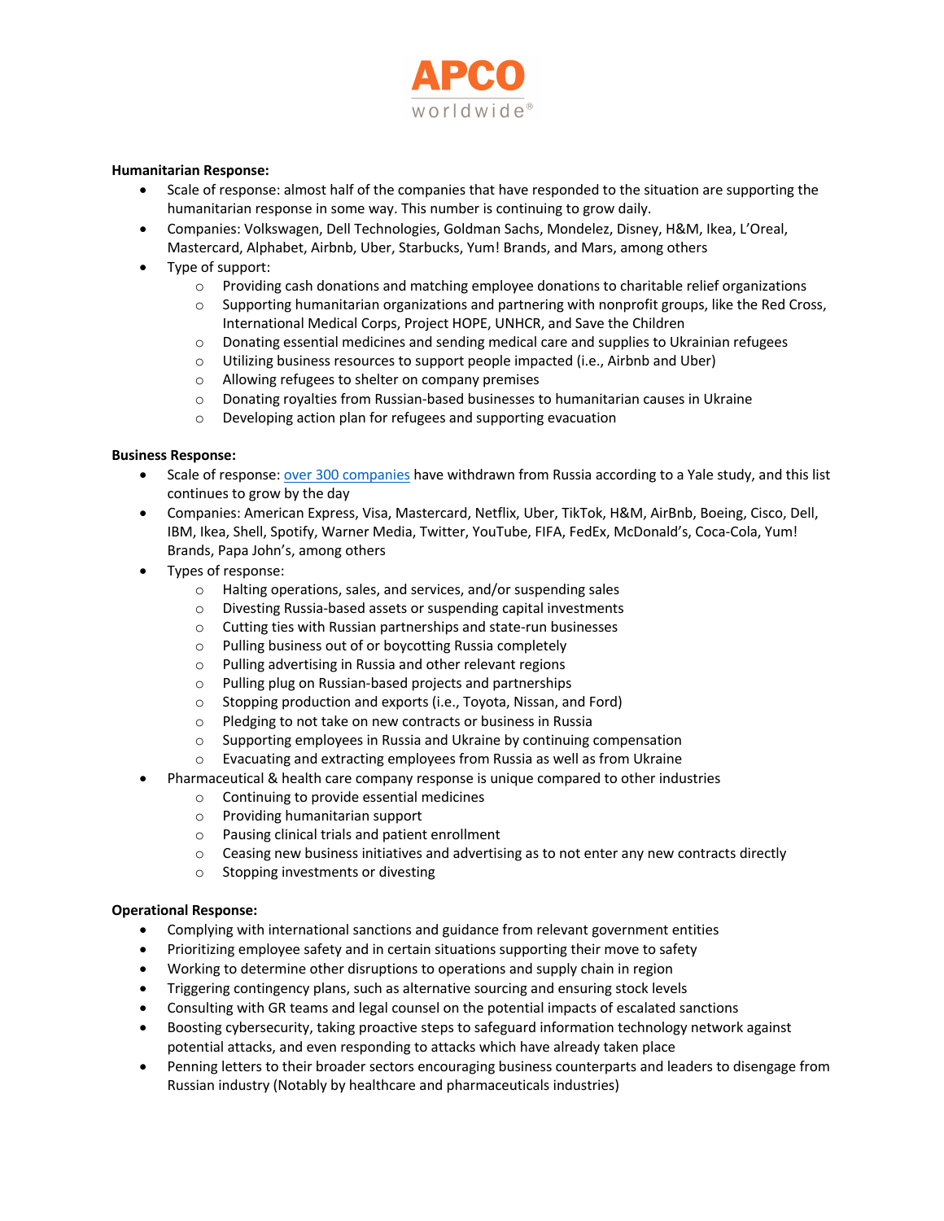**Humanitarian Response:**

- Scale of response: almost half of the companies that have responded to the situation are supporting the humanitarian response in some way. This number is continuing to grow daily.
- Companies: Volkswagen, Dell Technologies, Goldman Sachs, Mondelez, Disney, H&M, Ikea, L'Oreal, Mastercard, Alphabet, Airbnb, Uber, Starbucks, Yum! Brands, and Mars, among others
- Type of support:
  - Providing cash donations and matching employee donations to charitable relief organizations
  - Supporting humanitarian organizations and partnering with nonprofit groups, like the Red Cross, International Medical Corps, Project HOPE, UNHCR, and Save the Children
  - Donating essential medicines and sending medical care and supplies to Ukrainian refugees
  - Utilizing business resources to support people impacted (i.e., Airbnb and Uber)
  - Allowing refugees to shelter on company premises
  - Donating royalties from Russian-based businesses to humanitarian causes in Ukraine
  - Developing action plan for refugees and supporting evacuation

**Business Response:**

- Scale of response: over 300 companies have withdrawn from Russia according to a Yale study, and this list continues to grow by the day
- Companies: American Express, Visa, Mastercard, Netflix, Uber, TikTok, H&M, AirBnb, Boeing, Cisco, Dell, IBM, Ikea, Shell, Spotify, Warner Media, Twitter, YouTube, FIFA, FedEx, McDonald's, Coca-Cola, Yum! Brands, Papa John's, among others
- Types of response:
  - Halting operations, sales, and services, and/or suspending sales
  - Divesting Russia-based assets or suspending capital investments
  - Cutting ties with Russian partnerships and state-run businesses
  - Pulling business out of or boycotting Russia completely
  - Pulling advertising in Russia and other relevant regions
  - Pulling plug on Russian-based projects and partnerships
  - Stopping production and exports (i.e., Toyota, Nissan, and Ford)
  - Pledging to not take on new contracts or business in Russia
  - Supporting employees in Russia and Ukraine by continuing compensation
  - Evacuating and extracting employees from Russia as well as from Ukraine
- Pharmaceutical & health care company response is unique compared to other industries
  - Continuing to provide essential medicines
  - Providing humanitarian support
  - Pausing clinical trials and patient enrollment
  - Ceasing new business initiatives and advertising as to not enter any new contracts directly
  - Stopping investments or divesting

**Operational Response:**

- Complying with international sanctions and guidance from relevant government entities
- Prioritizing employee safety and in certain situations supporting their move to safety
- Working to determine other disruptions to operations and supply chain in region
- Triggering contingency plans, such as alternative sourcing and ensuring stock levels
- Consulting with GR teams and legal counsel on the potential impacts of escalated sanctions
- Boosting cybersecurity, taking proactive steps to safeguard information technology network against potential attacks, and even responding to attacks which have already taken place
- Penning letters to their broader sectors encouraging business counterparts and leaders to disengage from Russian industry (Notably by healthcare and pharmaceuticals industries)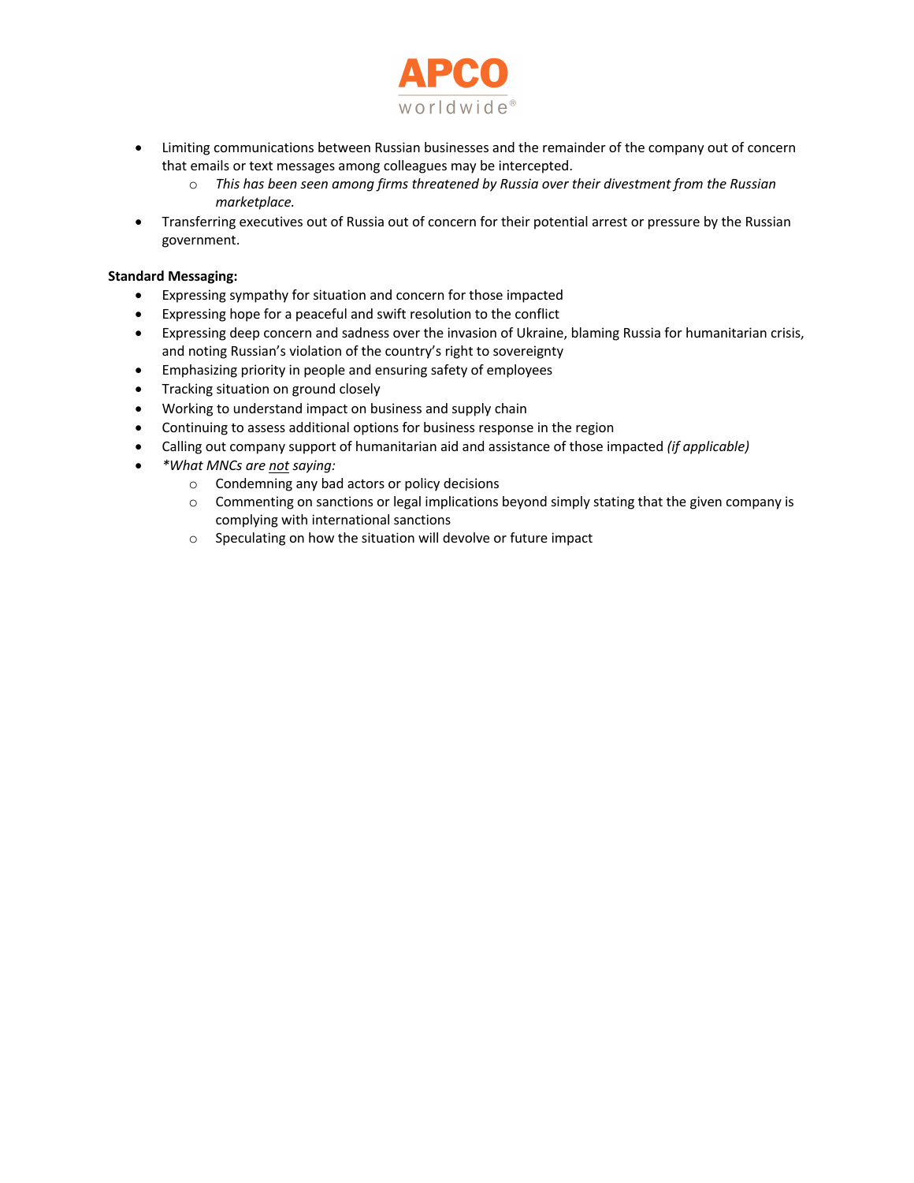- Limiting communications between Russian businesses and the remainder of the company out of concern that emails or text messages among colleagues may be intercepted.
  - *This has been seen among firms threatened by Russia over their divestment from the Russian marketplace.*
- Transferring executives out of Russia out of concern for their potential arrest or pressure by the Russian government.

**Standard Messaging:**

- Expressing sympathy for situation and concern for those impacted
- Expressing hope for a peaceful and swift resolution to the conflict
- Expressing deep concern and sadness over the invasion of Ukraine, blaming Russia for humanitarian crisis, and noting Russian's violation of the country's right to sovereignty
- Emphasizing priority in people and ensuring safety of employees
- Tracking situation on ground closely
- Working to understand impact on business and supply chain
- Continuing to assess additional options for business response in the region
- Calling out company support of humanitarian aid and assistance of those impacted *(if applicable)*
- **What MNCs are* <u>*not*</u> *saying:*
  - Condemning any bad actors or policy decisions
  - Commenting on sanctions or legal implications beyond simply stating that the given company is complying with international sanctions
  - Speculating on how the situation will devolve or future impact